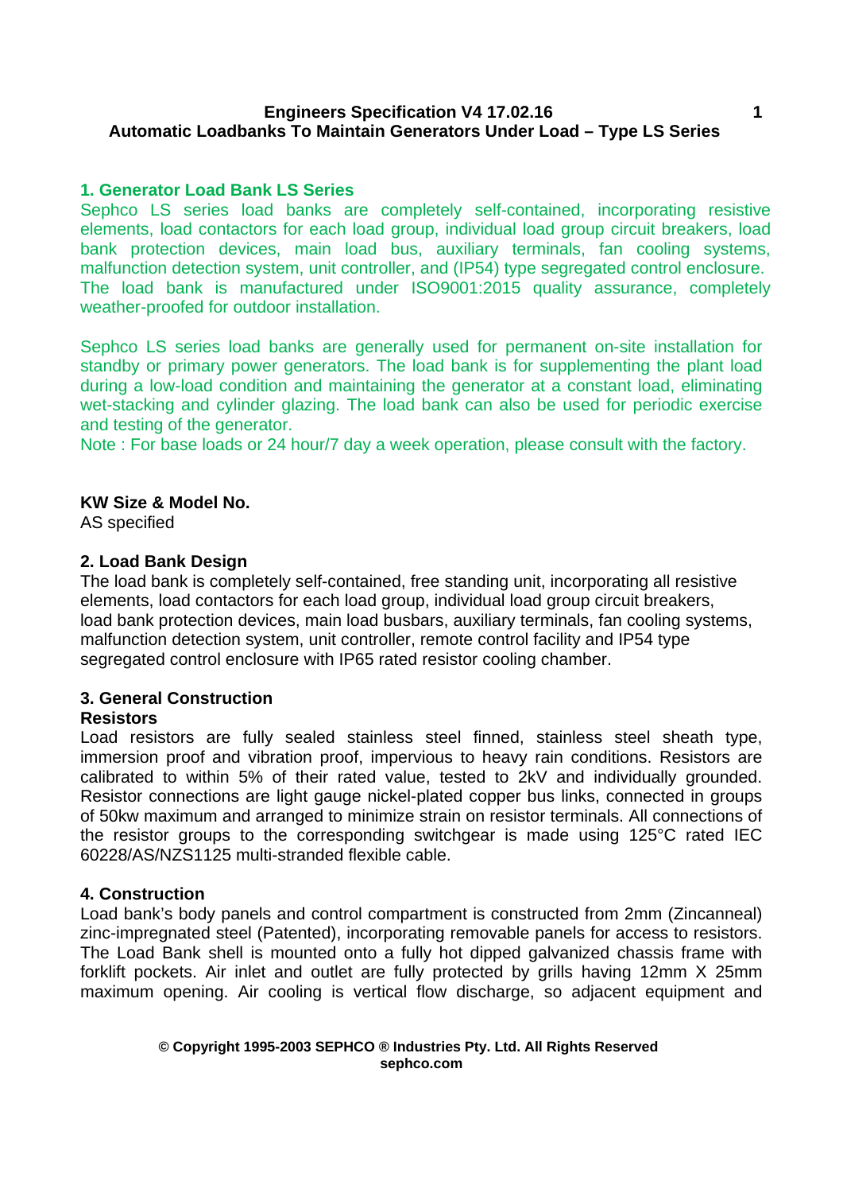**Engineers Specification V4 17.02.16**
**Automatic Loadbanks To Maintain Generators Under Load – Type LS Series**

## 1. Generator Load Bank LS Series

Sephco LS series load banks are completely self-contained, incorporating resistive elements, load contactors for each load group, individual load group circuit breakers, load bank protection devices, main load bus, auxiliary terminals, fan cooling systems, malfunction detection system, unit controller, and (IP54) type segregated control enclosure. The load bank is manufactured under ISO9001:2015 quality assurance, completely weather-proofed for outdoor installation.

Sephco LS series load banks are generally used for permanent on-site installation for standby or primary power generators. The load bank is for supplementing the plant load during a low-load condition and maintaining the generator at a constant load, eliminating wet-stacking and cylinder glazing. The load bank can also be used for periodic exercise and testing of the generator.

Note : For base loads or 24 hour/7 day a week operation, please consult with the factory.

**KW Size & Model No.**

AS specified

## 2. Load Bank Design

The load bank is completely self-contained, free standing unit, incorporating all resistive elements, load contactors for each load group, individual load group circuit breakers, load bank protection devices, main load busbars, auxiliary terminals, fan cooling systems, malfunction detection system, unit controller, remote control facility and IP54 type segregated control enclosure with IP65 rated resistor cooling chamber.

## 3. General Construction

### Resistors

Load resistors are fully sealed stainless steel finned, stainless steel sheath type, immersion proof and vibration proof, impervious to heavy rain conditions. Resistors are calibrated to within 5% of their rated value, tested to 2kV and individually grounded. Resistor connections are light gauge nickel-plated copper bus links, connected in groups of 50kw maximum and arranged to minimize strain on resistor terminals. All connections of the resistor groups to the corresponding switchgear is made using 125°C rated IEC 60228/AS/NZS1125 multi-stranded flexible cable.

## 4. Construction

Load bank's body panels and control compartment is constructed from 2mm (Zincanneal) zinc-impregnated steel (Patented), incorporating removable panels for access to resistors. The Load Bank shell is mounted onto a fully hot dipped galvanized chassis frame with forklift pockets. Air inlet and outlet are fully protected by grills having 12mm X 25mm maximum opening. Air cooling is vertical flow discharge, so adjacent equipment and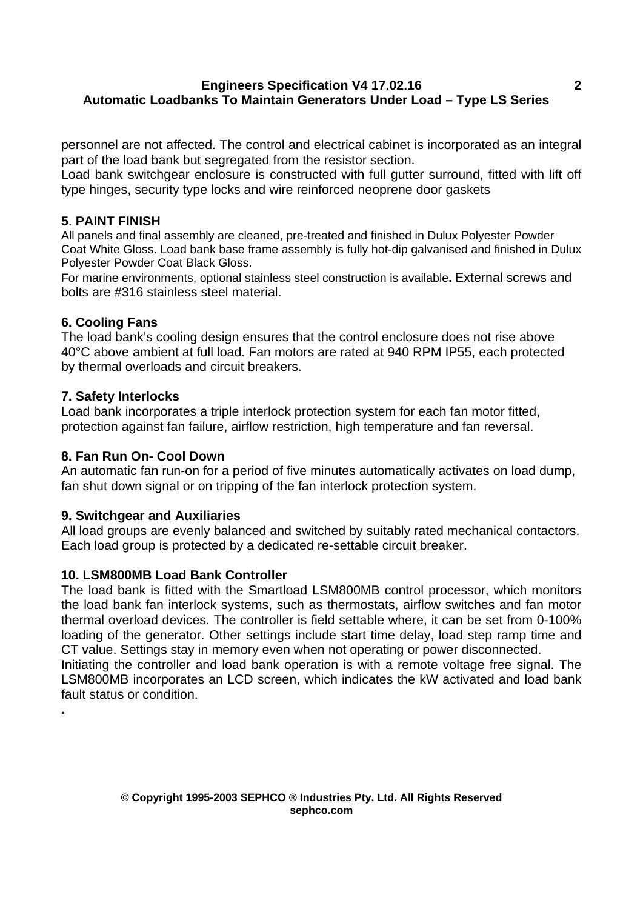personnel are not affected. The control and electrical cabinet is incorporated as an integral part of the load bank but segregated from the resistor section.

Load bank switchgear enclosure is constructed with full gutter surround, fitted with lift off type hinges, security type locks and wire reinforced neoprene door gaskets

### 5. PAINT FINISH

All panels and final assembly are cleaned, pre-treated and finished in Dulux Polyester Powder Coat White Gloss. Load bank base frame assembly is fully hot-dip galvanised and finished in Dulux Polyester Powder Coat Black Gloss.

For marine environments, optional stainless steel construction is available**.** External screws and bolts are #316 stainless steel material.

### 6. Cooling Fans

The load bank's cooling design ensures that the control enclosure does not rise above 40°C above ambient at full load. Fan motors are rated at 940 RPM IP55, each protected by thermal overloads and circuit breakers.

### 7. Safety Interlocks

Load bank incorporates a triple interlock protection system for each fan motor fitted, protection against fan failure, airflow restriction, high temperature and fan reversal.

### 8. Fan Run On- Cool Down

An automatic fan run-on for a period of five minutes automatically activates on load dump, fan shut down signal or on tripping of the fan interlock protection system.

### 9. Switchgear and Auxiliaries

All load groups are evenly balanced and switched by suitably rated mechanical contactors. Each load group is protected by a dedicated re-settable circuit breaker.

### 10. LSM800MB Load Bank Controller

The load bank is fitted with the Smartload LSM800MB control processor, which monitors the load bank fan interlock systems, such as thermostats, airflow switches and fan motor thermal overload devices. The controller is field settable where, it can be set from 0-100% loading of the generator. Other settings include start time delay, load step ramp time and CT value. Settings stay in memory even when not operating or power disconnected.

Initiating the controller and load bank operation is with a remote voltage free signal. The LSM800MB incorporates an LCD screen, which indicates the kW activated and load bank fault status or condition.

.

**© Copyright 1995-2003 SEPHCO ® Industries Pty. Ltd. All Rights Reserved**
**sephco.com**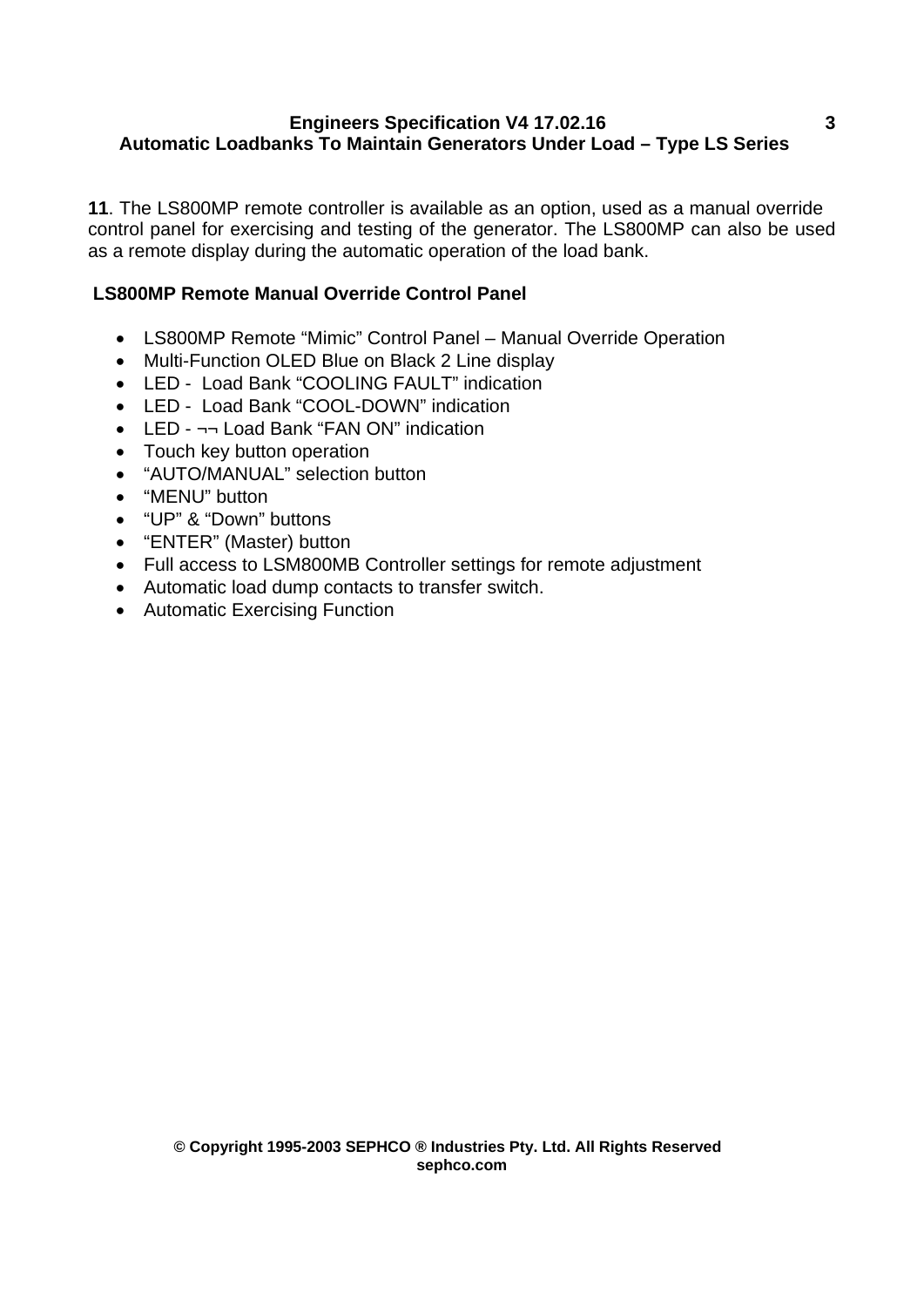**11**. The LS800MP remote controller is available as an option, used as a manual override control panel for exercising and testing of the generator. The LS800MP can also be used as a remote display during the automatic operation of the load bank.

**LS800MP Remote Manual Override Control Panel**

- LS800MP Remote "Mimic" Control Panel – Manual Override Operation
- Multi-Function OLED Blue on Black 2 Line display
- LED - Load Bank "COOLING FAULT" indication
- LED - Load Bank "COOL-DOWN" indication
- LED - ¬¬ Load Bank "FAN ON" indication
- Touch key button operation
- "AUTO/MANUAL" selection button
- "MENU" button
- "UP" & "Down" buttons
- "ENTER" (Master) button
- Full access to LSM800MB Controller settings for remote adjustment
- Automatic load dump contacts to transfer switch.
- Automatic Exercising Function